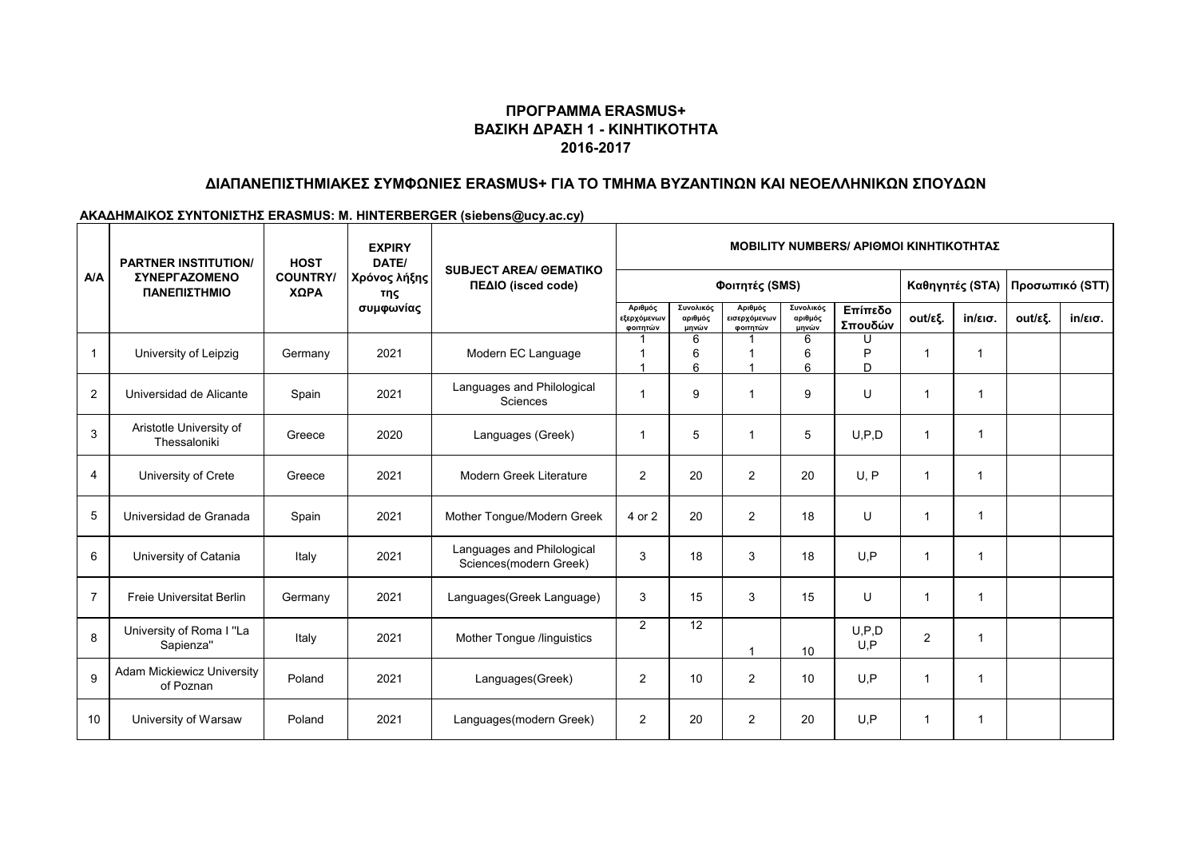# ΠΡΟΓΡΑΜΜΑ ERASMUS+
## ΒΑΣΙΚΗ ΔΡΑΣΗ 1 - ΚΙΝΗΤΙΚΟΤΗΤΑ
## 2016-2017

## ΔΙΑΠΑΝΕΠΙΣΤΗΜΙΑΚΕΣ ΣΥΜΦΩΝΙΕΣ ERASMUS+ ΓΙΑ ΤΟ ΤΜΗΜΑ ΒΥΖΑΝΤΙΝΩΝ ΚΑΙ ΝΕΟΕΛΛΗΝΙΚΩΝ ΣΠΟΥΔΩΝ

**ΑΚΑΔΗΜΑΙΚΟΣ ΣΥΝΤΟΝΙΣΤΗΣ ERASMUS: M. HINTERBERGER (siebens@ucy.ac.cy)**

| A/A | PARTNER INSTITUTION/ ΣΥΝΕΡΓΑΖΟΜΕΝΟ ΠΑΝΕΠΙΣΤΗΜΙΟ | HOST COUNTRY/ ΧΩΡΑ | EXPIRY DATE/ Χρόνος λήξης της συμφωνίας | SUBJECT AREA/ ΘΕΜΑΤΙΚΟ ΠΕΔΙΟ (isced code) | MOBILITY NUMBERS/ ΑΡΙΘΜΟΙ ΚΙΝΗΤΙΚΟΤΗΤΑΣ | | | | | | | | |
|---|---|---|---|---|---|---|---|---|---|---|---|---|---|
| | | | | | Φοιτητές (SMS) | | | | | Καθηγητές (STA) | | Προσωπικό (STT) | |
| | | | | | Αριθμός εξερχόμενων φοιτητών | Συνολικός αριθμός μηνών | Αριθμός εισερχόμενων φοιτητών | Συνολικός αριθμός μηνών | Επίπεδο Σπουδών | out/εξ. | in/εισ. | out/εξ. | in/εισ. |
| 1 | University of Leipzig | Germany | 2021 | Modern EC Language | 1<br>1<br>1 | 6<br>6<br>6 | 1<br>1<br>1 | 6<br>6<br>6 | U<br>P<br>D | 1 | 1 | | |
| 2 | Universidad de Alicante | Spain | 2021 | Languages and Philological Sciences | 1 | 9 | 1 | 9 | U | 1 | 1 | | |
| 3 | Aristotle University of Thessaloniki | Greece | 2020 | Languages (Greek) | 1 | 5 | 1 | 5 | U,P,D | 1 | 1 | | |
| 4 | University of Crete | Greece | 2021 | Modern Greek Literature | 2 | 20 | 2 | 20 | U, P | 1 | 1 | | |
| 5 | Universidad de Granada | Spain | 2021 | Mother Tongue/Modern Greek | 4 or 2 | 20 | 2 | 18 | U | 1 | 1 | | |
| 6 | University of Catania | Italy | 2021 | Languages and Philological Sciences(modern Greek) | 3 | 18 | 3 | 18 | U,P | 1 | 1 | | |
| 7 | Freie Universitat Berlin | Germany | 2021 | Languages(Greek Language) | 3 | 15 | 3 | 15 | U | 1 | 1 | | |
| 8 | University of Roma I "La Sapienza" | Italy | 2021 | Mother Tongue /linguistics | 2 | 12 | 1 | 10 | U,P,D<br>U,P | 2 | 1 | | |
| 9 | Adam Mickiewicz University of Poznan | Poland | 2021 | Languages(Greek) | 2 | 10 | 2 | 10 | U,P | 1 | 1 | | |
| 10 | University of Warsaw | Poland | 2021 | Languages(modern Greek) | 2 | 20 | 2 | 20 | U,P | 1 | 1 | | |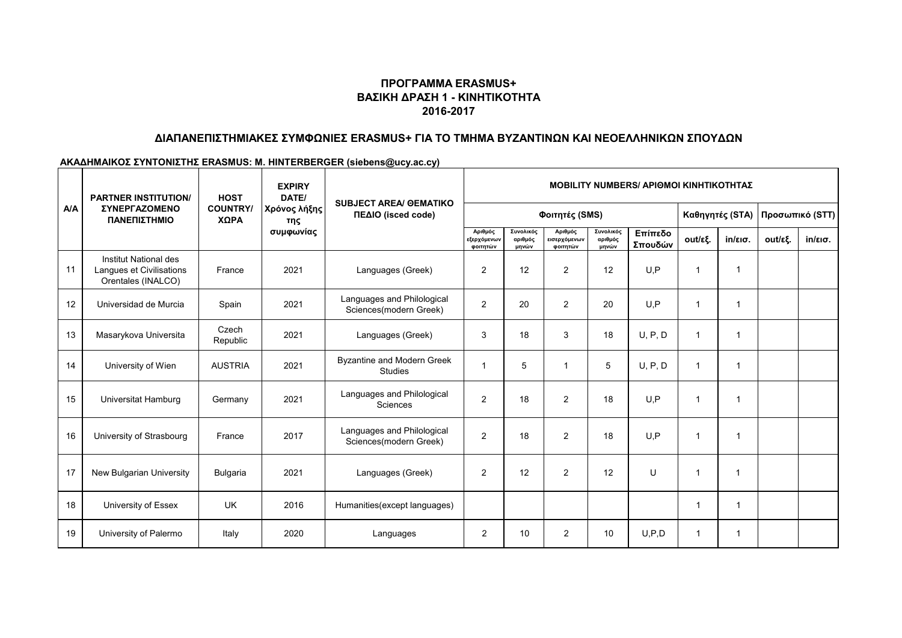## ΠΡΟΓΡΑΜΜΑ ERASMUS+
## ΒΑΣΙΚΗ ΔΡΑΣΗ 1 - ΚΙΝΗΤΙΚΟΤΗΤΑ
## 2016-2017

### ΔΙΑΠΑΝΕΠΙΣΤΗΜΙΑΚΕΣ ΣΥΜΦΩΝΙΕΣ ERASMUS+ ΓΙΑ ΤΟ ΤΜΗΜΑ ΒΥΖΑΝΤΙΝΩΝ ΚΑΙ ΝΕΟΕΛΛΗΝΙΚΩΝ ΣΠΟΥΔΩΝ

**ΑΚΑΔΗΜΑΙΚΟΣ ΣΥΝΤΟΝΙΣΤΗΣ ERASMUS: M. HINTERBERGER (siebens@ucy.ac.cy)**

| A/A | PARTNER INSTITUTION/ ΣΥΝΕΡΓΑΖΟΜΕΝΟ ΠΑΝΕΠΙΣΤΗΜΙΟ | HOST COUNTRY/ ΧΩΡΑ | EXPIRY DATE/ Χρόνος λήξης της συμφωνίας | SUBJECT AREA/ ΘΕΜΑΤΙΚΟ ΠΕΔΙΟ (isced code) | MOBILITY NUMBERS/ ΑΡΙΘΜΟΙ ΚΙΝΗΤΙΚΟΤΗΤΑΣ | | | | | | | | |
|---|---|---|---|---|---|---|---|---|---|---|---|---|---|
| | | | | | Φοιτητές (SMS) | | | | | Καθηγητές (STA) | | Προσωπικό (STT) | |
| | | | | | Αριθμός εξερχόμενων φοιτητών | Συνολικός αριθμός μηνών | Αριθμός εισερχόμενων φοιτητών | Συνολικός αριθμός μηνών | Επίπεδο Σπουδών | out/εξ. | in/εισ. | out/εξ. | in/εισ. |
| 11 | Institut National des Langues et Civilisations Orentales (INALCO) | France | 2021 | Languages (Greek) | 2 | 12 | 2 | 12 | U,P | 1 | 1 | | |
| 12 | Universidad de Murcia | Spain | 2021 | Languages and Philological Sciences(modern Greek) | 2 | 20 | 2 | 20 | U,P | 1 | 1 | | |
| 13 | Masarykova Universita | Czech Republic | 2021 | Languages (Greek) | 3 | 18 | 3 | 18 | U, P, D | 1 | 1 | | |
| 14 | University of Wien | AUSTRIA | 2021 | Byzantine and Modern Greek Studies | 1 | 5 | 1 | 5 | U, P, D | 1 | 1 | | |
| 15 | Universitat Hamburg | Germany | 2021 | Languages and Philological Sciences | 2 | 18 | 2 | 18 | U,P | 1 | 1 | | |
| 16 | University of Strasbourg | France | 2017 | Languages and Philological Sciences(modern Greek) | 2 | 18 | 2 | 18 | U,P | 1 | 1 | | |
| 17 | New Bulgarian University | Bulgaria | 2021 | Languages (Greek) | 2 | 12 | 2 | 12 | U | 1 | 1 | | |
| 18 | University of Essex | UK | 2016 | Humanities(except languages) | | | | | | 1 | 1 | | |
| 19 | University of Palermo | Italy | 2020 | Languages | 2 | 10 | 2 | 10 | U,P,D | 1 | 1 | | |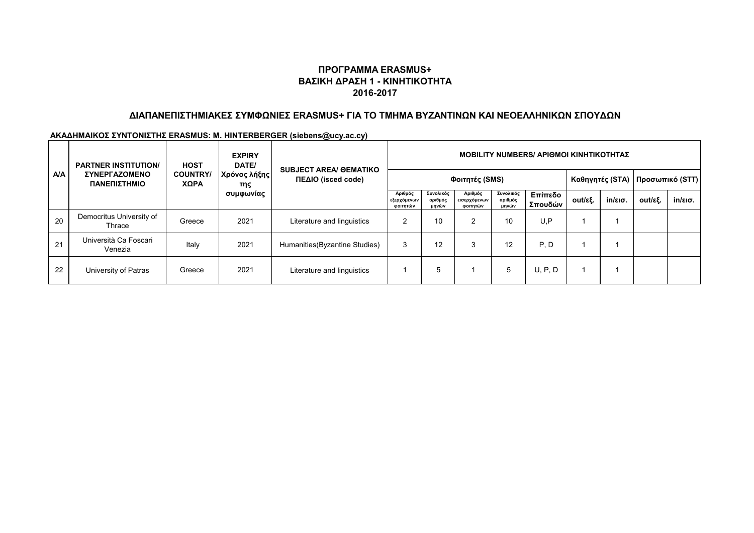**ΠΡΟΓΡΑΜΜΑ ERASMUS+**
**ΒΑΣΙΚΗ ΔΡΑΣΗ 1 - ΚΙΝΗΤΙΚΟΤΗΤΑ**
**2016-2017**

**ΔΙΑΠΑΝΕΠΙΣΤΗΜΙΑΚΕΣ ΣΥΜΦΩΝΙΕΣ ERASMUS+ ΓΙΑ ΤΟ ΤΜΗΜΑ ΒΥΖΑΝΤΙΝΩΝ ΚΑΙ ΝΕΟΕΛΛΗΝΙΚΩΝ ΣΠΟΥΔΩΝ**

**ΑΚΑΔΗΜΑΙΚΟΣ ΣΥΝΤΟΝΙΣΤΗΣ ERASMUS: M. HINTERBERGER (siebens@ucy.ac.cy)**

| A/A | PARTNER INSTITUTION/ ΣΥΝΕΡΓΑΖΟΜΕΝΟ ΠΑΝΕΠΙΣΤΗΜΙΟ | HOST COUNTRY/ ΧΩΡΑ | EXPIRY DATE/ Χρόνος λήξης της συμφωνίας | SUBJECT AREA/ ΘΕΜΑΤΙΚΟ ΠΕΔΙΟ (isced code) | MOBILITY NUMBERS/ ΑΡΙΘΜΟΙ ΚΙΝΗΤΙΚΟΤΗΤΑΣ | | | | | | | | |
|---|---|---|---|---|---|---|---|---|---|---|---|---|---|
| | | | | | Φοιτητές (SMS) | | | | | Καθηγητές (STA) | | Προσωπικό (STT) | |
| | | | | | Αριθμός εξερχόμενων φοιτητών | Συνολικός αριθμός μηνών | Αριθμός εισερχόμενων φοιτητών | Συνολικός αριθμός μηνών | Επίπεδο Σπουδών | out/εξ. | in/εισ. | out/εξ. | in/εισ. |
| 20 | Democritus University of Thrace | Greece | 2021 | Literature and linguistics | 2 | 10 | 2 | 10 | U,P | 1 | 1 | | |
| 21 | Università Ca Foscari Venezia | Italy | 2021 | Humanities(Byzantine Studies) | 3 | 12 | 3 | 12 | P, D | 1 | 1 | | |
| 22 | University of Patras | Greece | 2021 | Literature and linguistics | 1 | 5 | 1 | 5 | U, P, D | 1 | 1 | | |